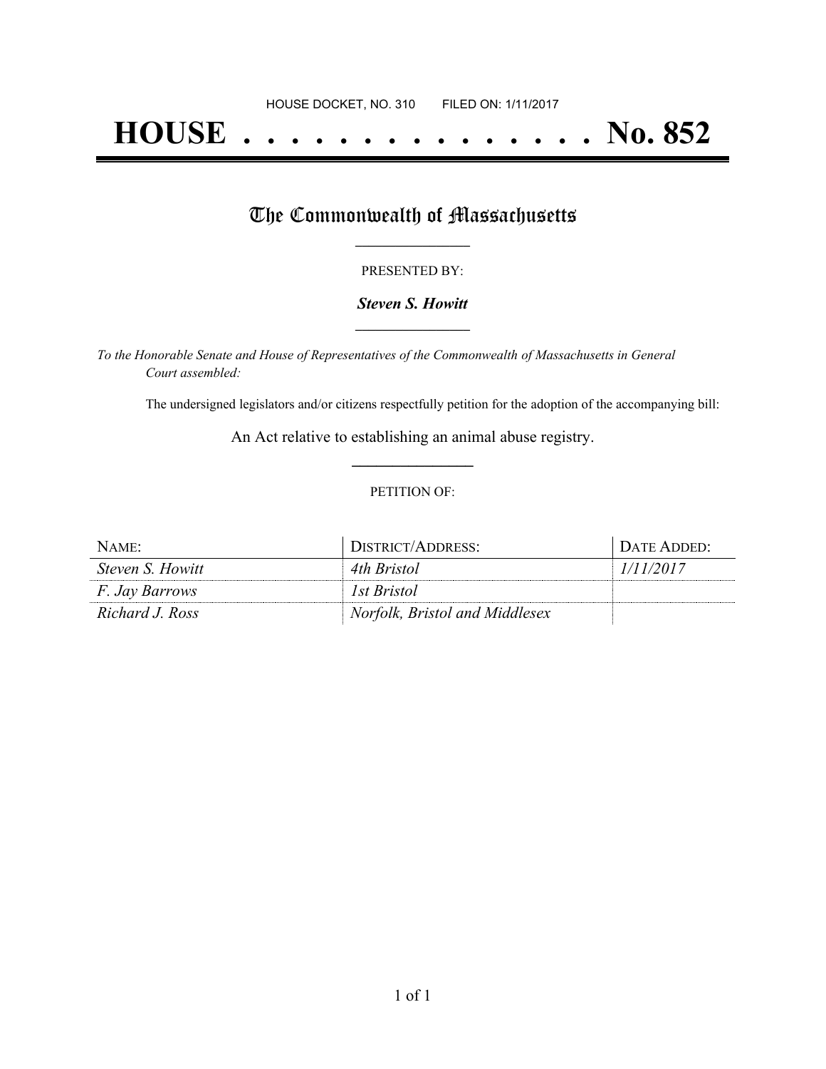HOUSE DOCKET, NO. 310        FILED ON: 1/11/2017

# HOUSE . . . . . . . . . . . . . . . No. 852

## The Commonwealth of Massachusetts

PRESENTED BY:

***Steven S. Howitt***

*To the Honorable Senate and House of Representatives of the Commonwealth of Massachusetts in General Court assembled:*

The undersigned legislators and/or citizens respectfully petition for the adoption of the accompanying bill:

An Act relative to establishing an animal abuse registry.

PETITION OF:

| NAME: | DISTRICT/ADDRESS: | DATE ADDED: |
| --- | --- | --- |
| *Steven S. Howitt* | *4th Bristol* | *1/11/2017* |
| *F. Jay Barrows* | *1st Bristol* | |
| *Richard J. Ross* | *Norfolk, Bristol and Middlesex* | |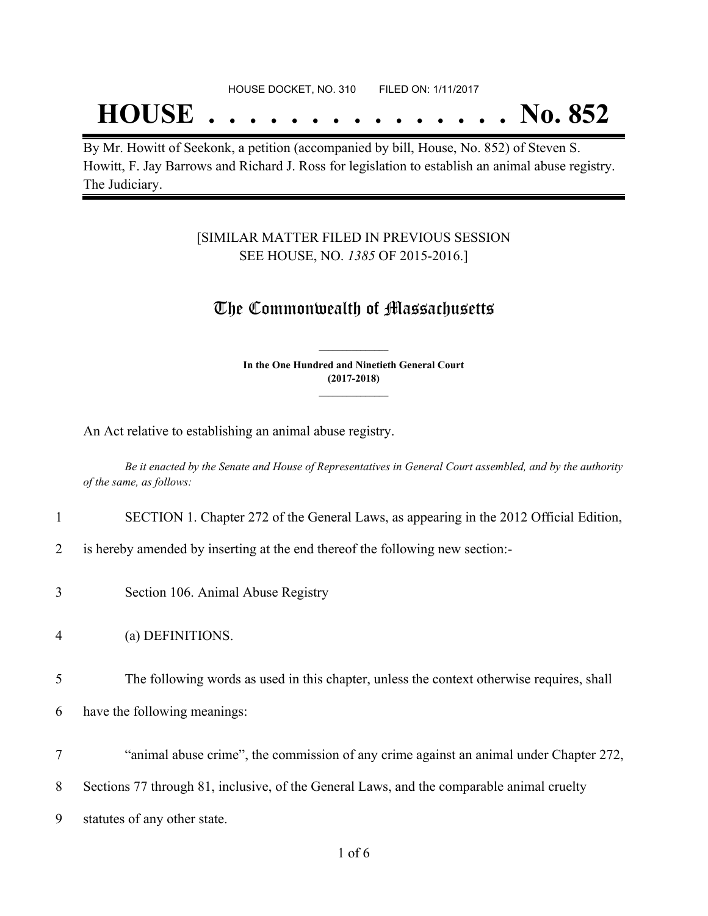HOUSE DOCKET, NO. 310 FILED ON: 1/11/2017

# HOUSE . . . . . . . . . . . . . . . No. 852

By Mr. Howitt of Seekonk, a petition (accompanied by bill, House, No. 852) of Steven S. Howitt, F. Jay Barrows and Richard J. Ross for legislation to establish an animal abuse registry. The Judiciary.

[SIMILAR MATTER FILED IN PREVIOUS SESSION SEE HOUSE, NO. *1385* OF 2015-2016.]

## The Commonwealth of Massachusetts

**In the One Hundred and Ninetieth General Court (2017-2018)**

An Act relative to establishing an animal abuse registry.

*Be it enacted by the Senate and House of Representatives in General Court assembled, and by the authority of the same, as follows:*

1 SECTION 1. Chapter 272 of the General Laws, as appearing in the 2012 Official Edition,

2 is hereby amended by inserting at the end thereof the following new section:-

3 Section 106. Animal Abuse Registry

4 (a) DEFINITIONS.

5 The following words as used in this chapter, unless the context otherwise requires, shall

6 have the following meanings:

7 "animal abuse crime", the commission of any crime against an animal under Chapter 272,

8 Sections 77 through 81, inclusive, of the General Laws, and the comparable animal cruelty

9 statutes of any other state.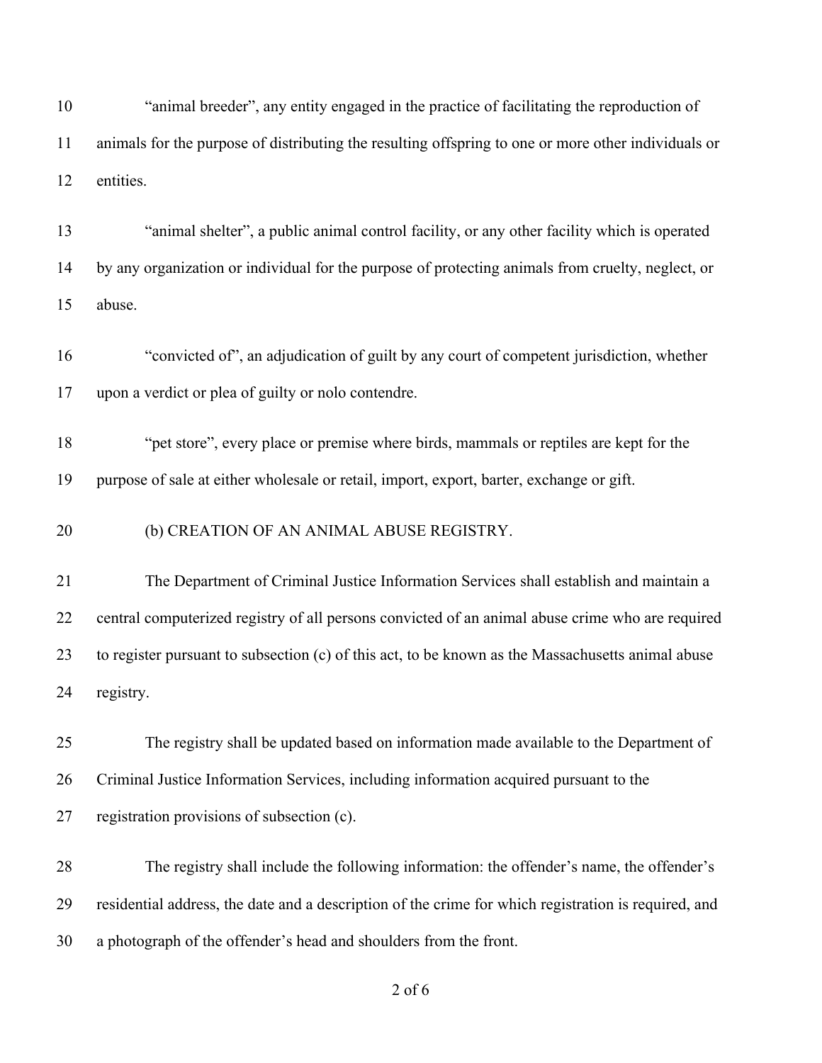"animal breeder", any entity engaged in the practice of facilitating the reproduction of animals for the purpose of distributing the resulting offspring to one or more other individuals or entities.

"animal shelter", a public animal control facility, or any other facility which is operated by any organization or individual for the purpose of protecting animals from cruelty, neglect, or abuse.

"convicted of", an adjudication of guilt by any court of competent jurisdiction, whether upon a verdict or plea of guilty or nolo contendre.

"pet store", every place or premise where birds, mammals or reptiles are kept for the purpose of sale at either wholesale or retail, import, export, barter, exchange or gift.

(b) CREATION OF AN ANIMAL ABUSE REGISTRY.

The Department of Criminal Justice Information Services shall establish and maintain a central computerized registry of all persons convicted of an animal abuse crime who are required to register pursuant to subsection (c) of this act, to be known as the Massachusetts animal abuse registry.

The registry shall be updated based on information made available to the Department of Criminal Justice Information Services, including information acquired pursuant to the registration provisions of subsection (c).

The registry shall include the following information: the offender's name, the offender's residential address, the date and a description of the crime for which registration is required, and a photograph of the offender's head and shoulders from the front.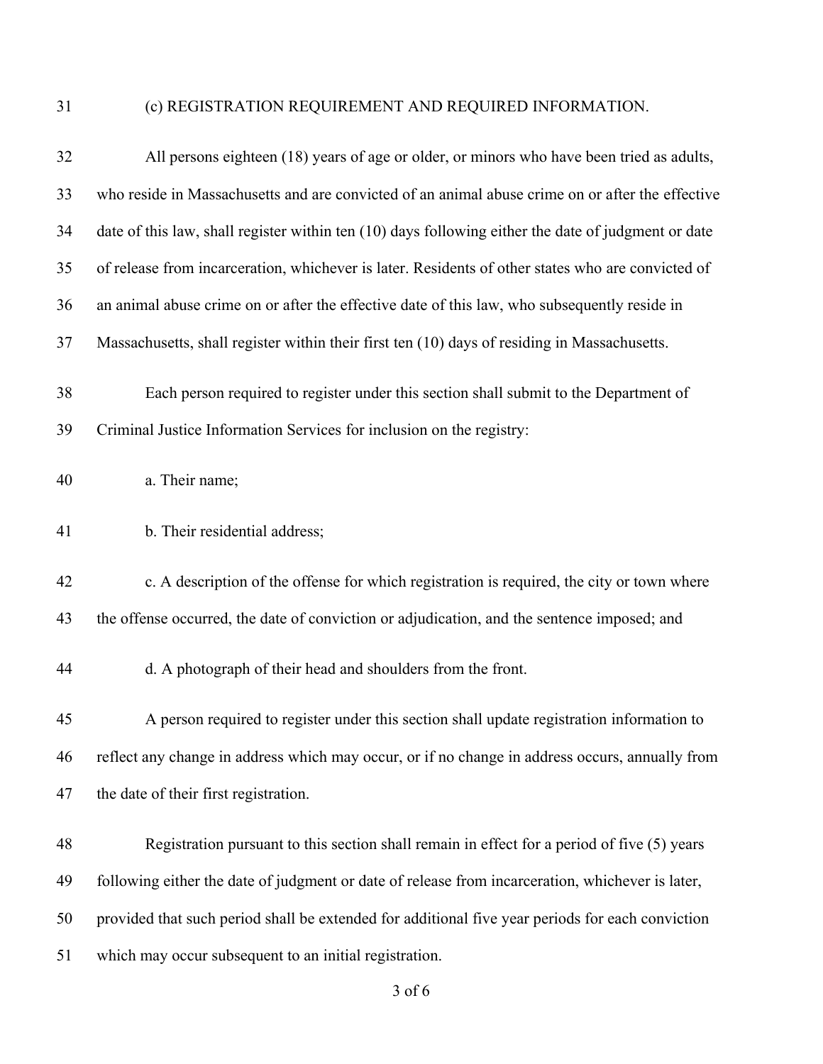(c) REGISTRATION REQUIREMENT AND REQUIRED INFORMATION.

All persons eighteen (18) years of age or older, or minors who have been tried as adults, who reside in Massachusetts and are convicted of an animal abuse crime on or after the effective date of this law, shall register within ten (10) days following either the date of judgment or date of release from incarceration, whichever is later. Residents of other states who are convicted of an animal abuse crime on or after the effective date of this law, who subsequently reside in Massachusetts, shall register within their first ten (10) days of residing in Massachusetts.

Each person required to register under this section shall submit to the Department of Criminal Justice Information Services for inclusion on the registry:

a. Their name;

b. Their residential address;

c. A description of the offense for which registration is required, the city or town where the offense occurred, the date of conviction or adjudication, and the sentence imposed; and

d. A photograph of their head and shoulders from the front.

A person required to register under this section shall update registration information to reflect any change in address which may occur, or if no change in address occurs, annually from the date of their first registration.

Registration pursuant to this section shall remain in effect for a period of five (5) years following either the date of judgment or date of release from incarceration, whichever is later, provided that such period shall be extended for additional five year periods for each conviction which may occur subsequent to an initial registration.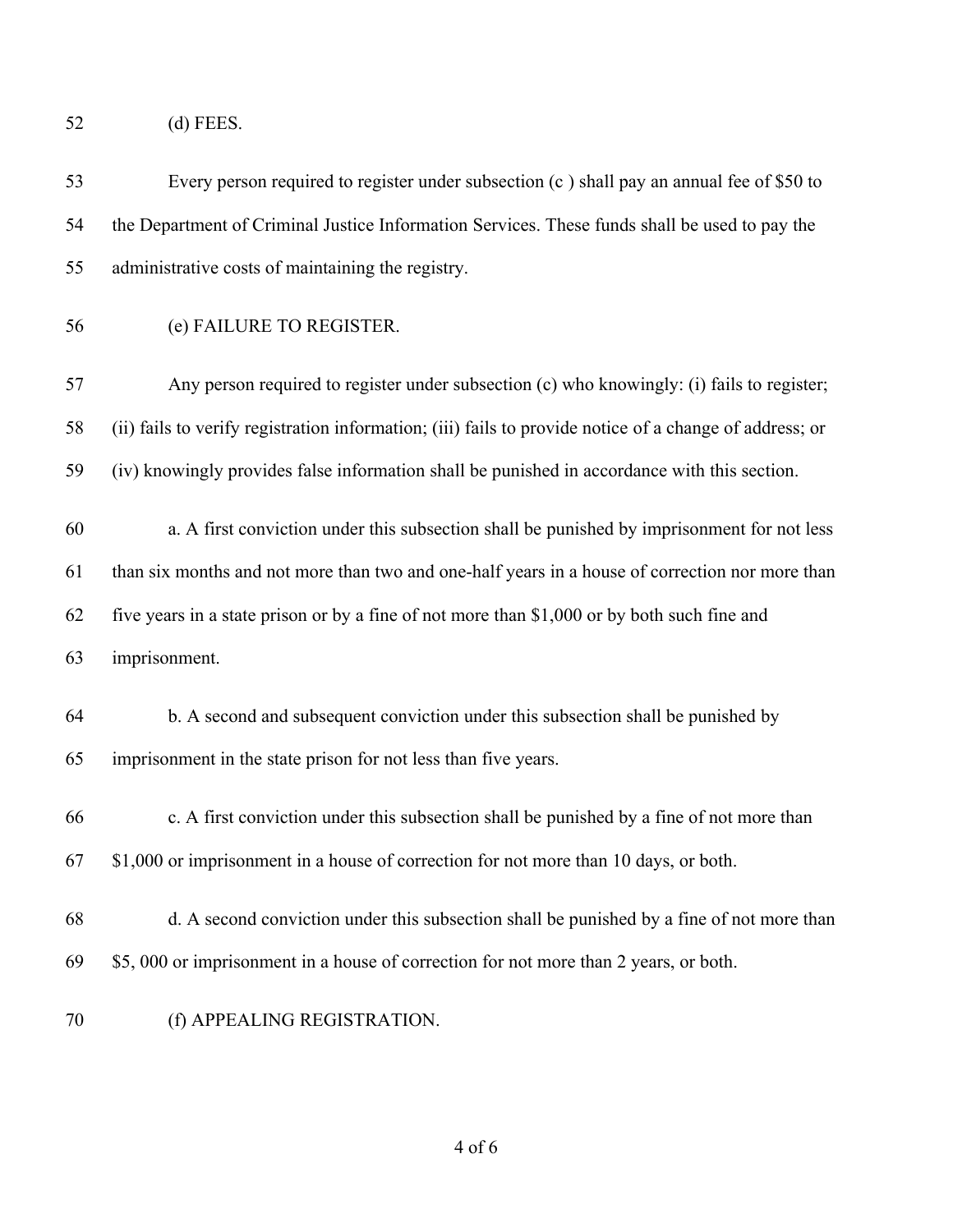(d) FEES.

Every person required to register under subsection (c ) shall pay an annual fee of $50 to the Department of Criminal Justice Information Services. These funds shall be used to pay the administrative costs of maintaining the registry.

(e) FAILURE TO REGISTER.

Any person required to register under subsection (c) who knowingly: (i) fails to register; (ii) fails to verify registration information; (iii) fails to provide notice of a change of address; or (iv) knowingly provides false information shall be punished in accordance with this section.

a. A first conviction under this subsection shall be punished by imprisonment for not less than six months and not more than two and one-half years in a house of correction nor more than five years in a state prison or by a fine of not more than $1,000 or by both such fine and imprisonment.

b. A second and subsequent conviction under this subsection shall be punished by imprisonment in the state prison for not less than five years.

c. A first conviction under this subsection shall be punished by a fine of not more than $1,000 or imprisonment in a house of correction for not more than 10 days, or both.

d. A second conviction under this subsection shall be punished by a fine of not more than $5, 000 or imprisonment in a house of correction for not more than 2 years, or both.

(f) APPEALING REGISTRATION.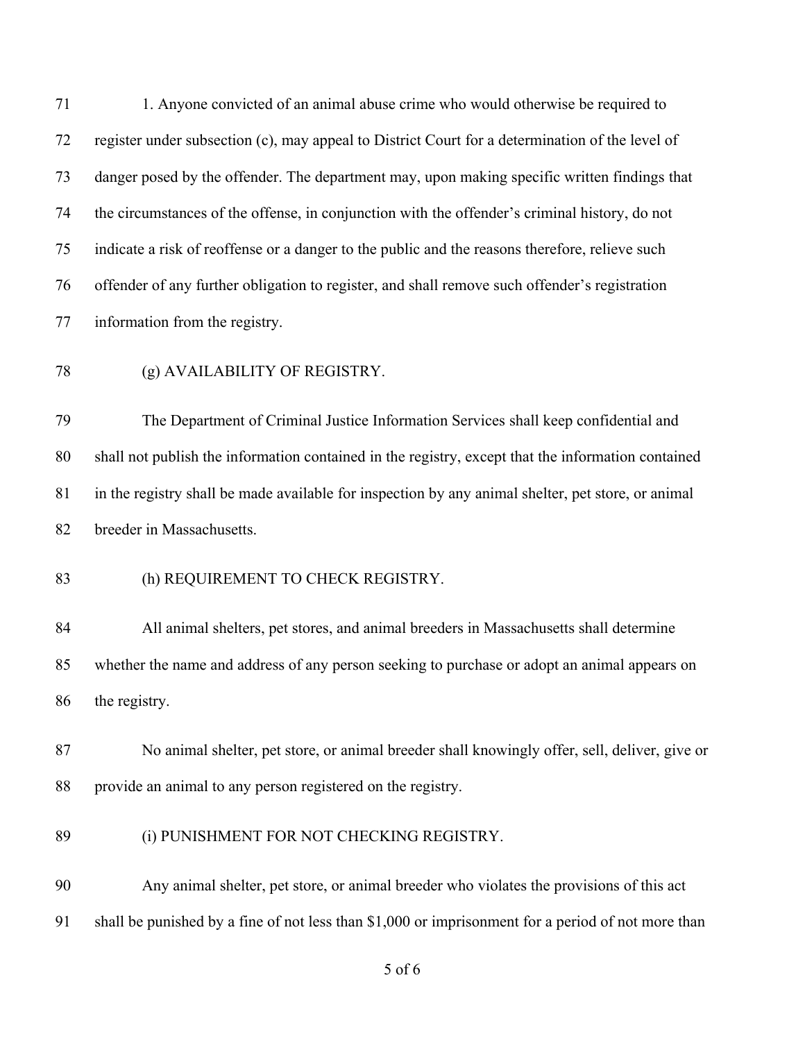1. Anyone convicted of an animal abuse crime who would otherwise be required to register under subsection (c), may appeal to District Court for a determination of the level of danger posed by the offender. The department may, upon making specific written findings that the circumstances of the offense, in conjunction with the offender's criminal history, do not indicate a risk of reoffense or a danger to the public and the reasons therefore, relieve such offender of any further obligation to register, and shall remove such offender's registration information from the registry.

(g) AVAILABILITY OF REGISTRY.

The Department of Criminal Justice Information Services shall keep confidential and shall not publish the information contained in the registry, except that the information contained in the registry shall be made available for inspection by any animal shelter, pet store, or animal breeder in Massachusetts.

(h) REQUIREMENT TO CHECK REGISTRY.

All animal shelters, pet stores, and animal breeders in Massachusetts shall determine whether the name and address of any person seeking to purchase or adopt an animal appears on the registry.

No animal shelter, pet store, or animal breeder shall knowingly offer, sell, deliver, give or provide an animal to any person registered on the registry.

(i) PUNISHMENT FOR NOT CHECKING REGISTRY.

Any animal shelter, pet store, or animal breeder who violates the provisions of this act shall be punished by a fine of not less than $1,000 or imprisonment for a period of not more than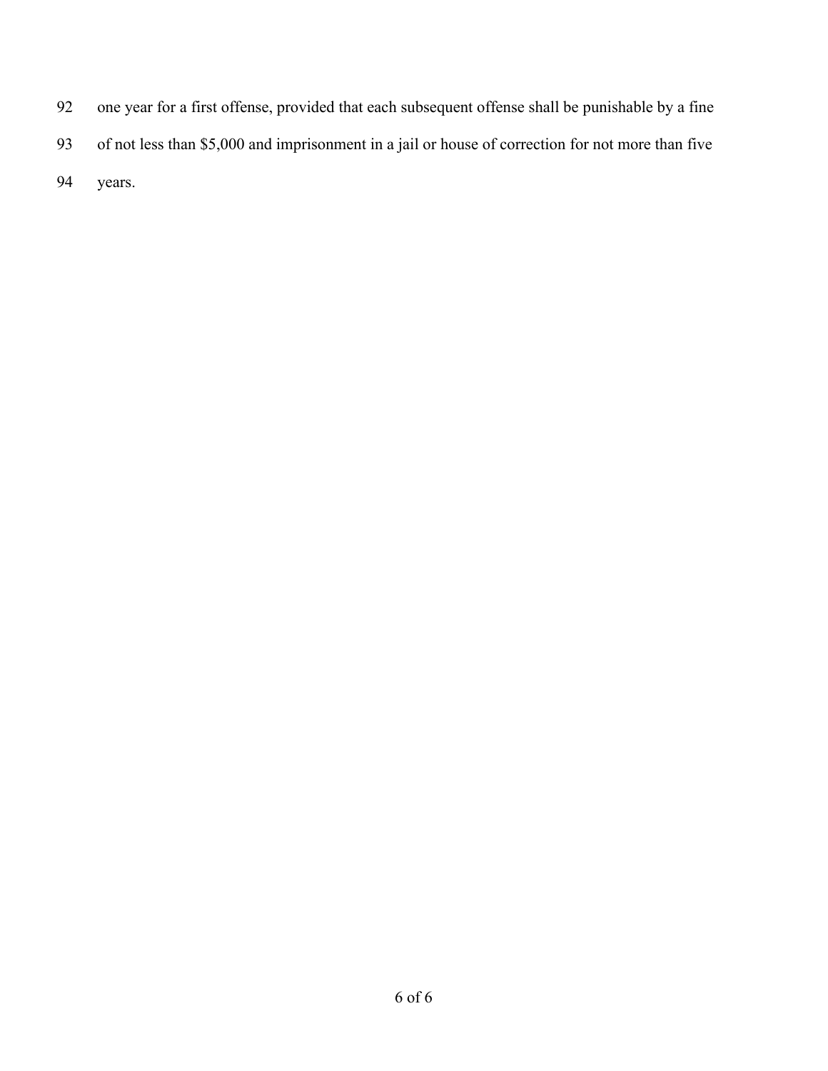92 one year for a first offense, provided that each subsequent offense shall be punishable by a fine

93 of not less than $5,000 and imprisonment in a jail or house of correction for not more than five

94 years.